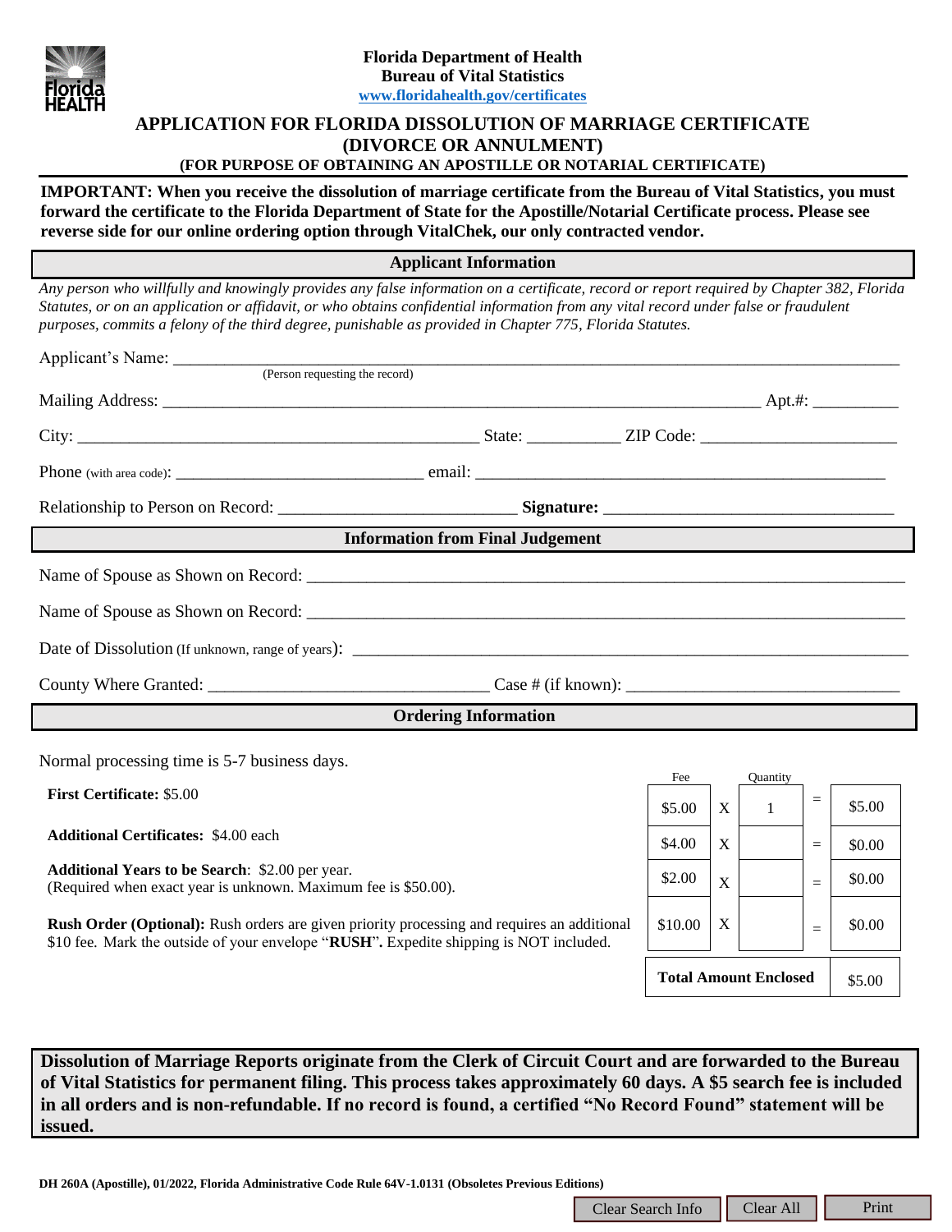**Florida Department of Health**
**Bureau of Vital Statistics**
www.floridahealth.gov/certificates

# APPLICATION FOR FLORIDA DISSOLUTION OF MARRIAGE CERTIFICATE (DIVORCE OR ANNULMENT)

### (FOR PURPOSE OF OBTAINING AN APOSTILLE OR NOTARIAL CERTIFICATE)

**IMPORTANT: When you receive the dissolution of marriage certificate from the Bureau of Vital Statistics, you must forward the certificate to the Florida Department of State for the Apostille/Notarial Certificate process. Please see reverse side for our online ordering option through VitalChek, our only contracted vendor.**

## Applicant Information

*Any person who willfully and knowingly provides any false information on a certificate, record or report required by Chapter 382, Florida Statutes, or on an application or affidavit, or who obtains confidential information from any vital record under false or fraudulent purposes, commits a felony of the third degree, punishable as provided in Chapter 775, Florida Statutes.*

Applicant's Name: ______________________________________________
(Person requesting the record)

Mailing Address: ______________________________________________ Apt.#: __________

City: ______________________________ State: ___________ ZIP Code: ____________________

Phone (with area code): ____________________________ email: ______________________________

Relationship to Person on Record: ___________________________ **Signature:** ____________________________

## Information from Final Judgement

Name of Spouse as Shown on Record: ______________________________________________

Name of Spouse as Shown on Record: ______________________________________________

Date of Dissolution (If unknown, range of years): ______________________________________________

County Where Granted: ______________________________ Case # (if known): ______________________________

## Ordering Information

Normal processing time is 5-7 business days.

| Item | Fee | | Quantity | | |
|---|---|---|---|---|---|
| **First Certificate:** $5.00 | $5.00 | X | 1 | = | $5.00 |
| **Additional Certificates:** $4.00 each | $4.00 | X | | = | $0.00 |
| **Additional Years to be Search**: $2.00 per year. (Required when exact year is unknown. Maximum fee is $50.00). | $2.00 | X | | = | $0.00 |
| **Rush Order (Optional):** Rush orders are given priority processing and requires an additional $10 fee. Mark the outside of your envelope "**RUSH**"**.** Expedite shipping is NOT included. | $10.00 | X | | = | $0.00 |
| | | | **Total Amount Enclosed** | | $5.00 |

**Dissolution of Marriage Reports originate from the Clerk of Circuit Court and are forwarded to the Bureau of Vital Statistics for permanent filing. This process takes approximately 60 days. A $5 search fee is included in all orders and is non-refundable. If no record is found, a certified "No Record Found" statement will be issued.**

**DH 260A (Apostille), 01/2022, Florida Administrative Code Rule 64V-1.0131 (Obsoletes Previous Editions)**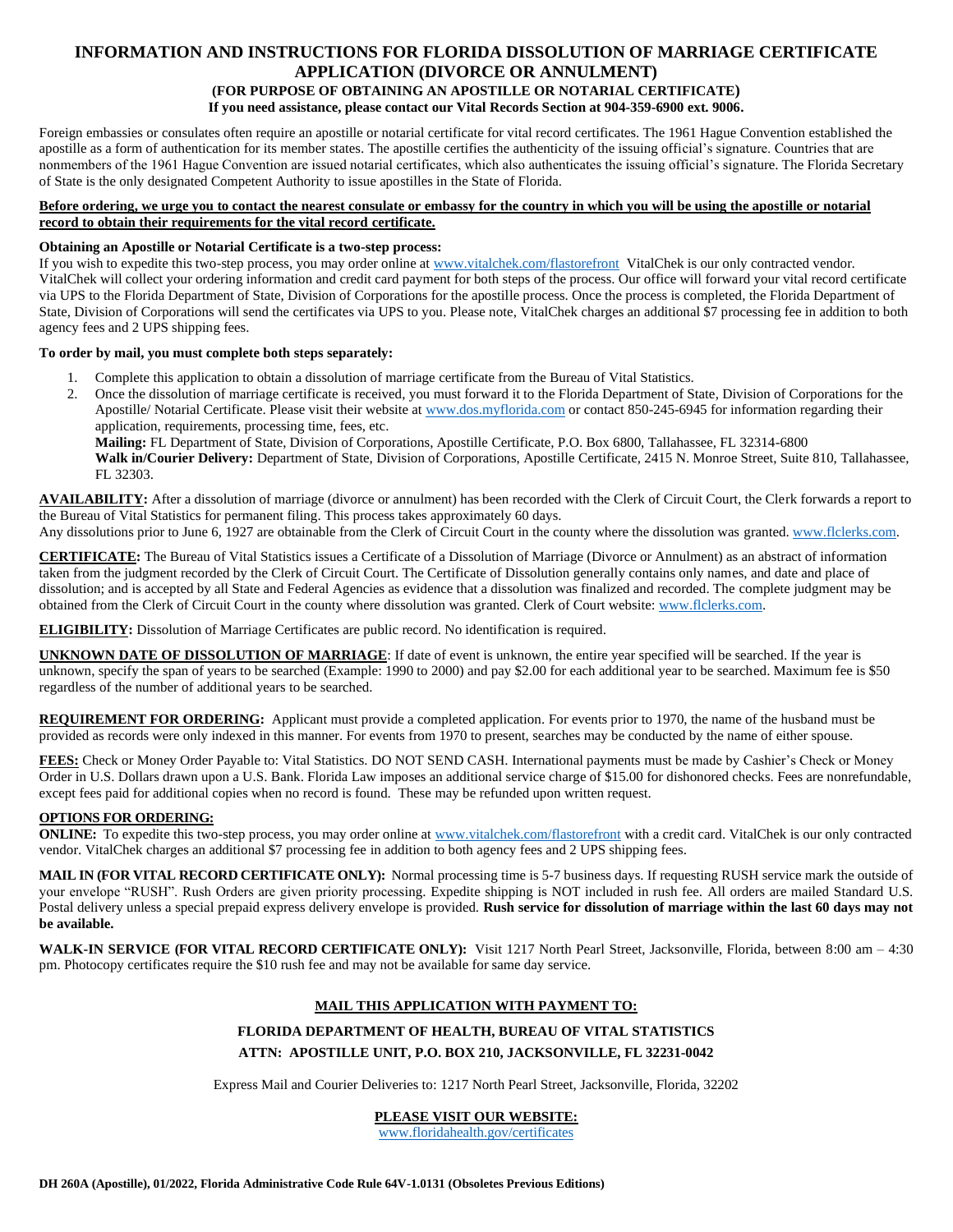# INFORMATION AND INSTRUCTIONS FOR FLORIDA DISSOLUTION OF MARRIAGE CERTIFICATE APPLICATION (DIVORCE OR ANNULMENT)

### (FOR PURPOSE OF OBTAINING AN APOSTILLE OR NOTARIAL CERTIFICATE)

**If you need assistance, please contact our Vital Records Section at 904-359-6900 ext. 9006.**

Foreign embassies or consulates often require an apostille or notarial certificate for vital record certificates. The 1961 Hague Convention established the apostille as a form of authentication for its member states. The apostille certifies the authenticity of the issuing official's signature. Countries that are nonmembers of the 1961 Hague Convention are issued notarial certificates, which also authenticates the issuing official's signature. The Florida Secretary of State is the only designated Competent Authority to issue apostilles in the State of Florida.

**Before ordering, we urge you to contact the nearest consulate or embassy for the country in which you will be using the apostille or notarial record to obtain their requirements for the vital record certificate.**

**Obtaining an Apostille or Notarial Certificate is a two-step process:**
If you wish to expedite this two-step process, you may order online at www.vitalchek.com/flastorefront VitalChek is our only contracted vendor. VitalChek will collect your ordering information and credit card payment for both steps of the process. Our office will forward your vital record certificate via UPS to the Florida Department of State, Division of Corporations for the apostille process. Once the process is completed, the Florida Department of State, Division of Corporations will send the certificates via UPS to you. Please note, VitalChek charges an additional $7 processing fee in addition to both agency fees and 2 UPS shipping fees.

**To order by mail, you must complete both steps separately:**

1. Complete this application to obtain a dissolution of marriage certificate from the Bureau of Vital Statistics.
2. Once the dissolution of marriage certificate is received, you must forward it to the Florida Department of State, Division of Corporations for the Apostille/ Notarial Certificate. Please visit their website at www.dos.myflorida.com or contact 850-245-6945 for information regarding their application, requirements, processing time, fees, etc.
   **Mailing:** FL Department of State, Division of Corporations, Apostille Certificate, P.O. Box 6800, Tallahassee, FL 32314-6800
   **Walk in/Courier Delivery:** Department of State, Division of Corporations, Apostille Certificate, 2415 N. Monroe Street, Suite 810, Tallahassee, FL 32303.

**AVAILABILITY:** After a dissolution of marriage (divorce or annulment) has been recorded with the Clerk of Circuit Court, the Clerk forwards a report to the Bureau of Vital Statistics for permanent filing. This process takes approximately 60 days.
Any dissolutions prior to June 6, 1927 are obtainable from the Clerk of Circuit Court in the county where the dissolution was granted. www.flclerks.com.

**CERTIFICATE:** The Bureau of Vital Statistics issues a Certificate of a Dissolution of Marriage (Divorce or Annulment) as an abstract of information taken from the judgment recorded by the Clerk of Circuit Court. The Certificate of Dissolution generally contains only names, and date and place of dissolution; and is accepted by all State and Federal Agencies as evidence that a dissolution was finalized and recorded. The complete judgment may be obtained from the Clerk of Circuit Court in the county where dissolution was granted. Clerk of Court website: www.flclerks.com.

**ELIGIBILITY:** Dissolution of Marriage Certificates are public record. No identification is required.

**UNKNOWN DATE OF DISSOLUTION OF MARRIAGE**: If date of event is unknown, the entire year specified will be searched. If the year is unknown, specify the span of years to be searched (Example: 1990 to 2000) and pay $2.00 for each additional year to be searched. Maximum fee is $50 regardless of the number of additional years to be searched.

**REQUIREMENT FOR ORDERING:** Applicant must provide a completed application. For events prior to 1970, the name of the husband must be provided as records were only indexed in this manner. For events from 1970 to present, searches may be conducted by the name of either spouse.

**FEES:** Check or Money Order Payable to: Vital Statistics. DO NOT SEND CASH. International payments must be made by Cashier's Check or Money Order in U.S. Dollars drawn upon a U.S. Bank. Florida Law imposes an additional service charge of $15.00 for dishonored checks. Fees are nonrefundable, except fees paid for additional copies when no record is found. These may be refunded upon written request.

**OPTIONS FOR ORDERING:**
**ONLINE:** To expedite this two-step process, you may order online at www.vitalchek.com/flastorefront with a credit card. VitalChek is our only contracted vendor. VitalChek charges an additional $7 processing fee in addition to both agency fees and 2 UPS shipping fees.

**MAIL IN (FOR VITAL RECORD CERTIFICATE ONLY):** Normal processing time is 5-7 business days. If requesting RUSH service mark the outside of your envelope "RUSH". Rush Orders are given priority processing. Expedite shipping is NOT included in rush fee. All orders are mailed Standard U.S. Postal delivery unless a special prepaid express delivery envelope is provided. **Rush service for dissolution of marriage within the last 60 days may not be available.**

**WALK-IN SERVICE (FOR VITAL RECORD CERTIFICATE ONLY):** Visit 1217 North Pearl Street, Jacksonville, Florida, between 8:00 am – 4:30 pm. Photocopy certificates require the $10 rush fee and may not be available for same day service.

**MAIL THIS APPLICATION WITH PAYMENT TO:**

**FLORIDA DEPARTMENT OF HEALTH, BUREAU OF VITAL STATISTICS**
**ATTN: APOSTILLE UNIT, P.O. BOX 210, JACKSONVILLE, FL 32231-0042**

Express Mail and Courier Deliveries to: 1217 North Pearl Street, Jacksonville, Florida, 32202

**PLEASE VISIT OUR WEBSITE:**
www.floridahealth.gov/certificates

**DH 260A (Apostille), 01/2022, Florida Administrative Code Rule 64V-1.0131 (Obsoletes Previous Editions)**